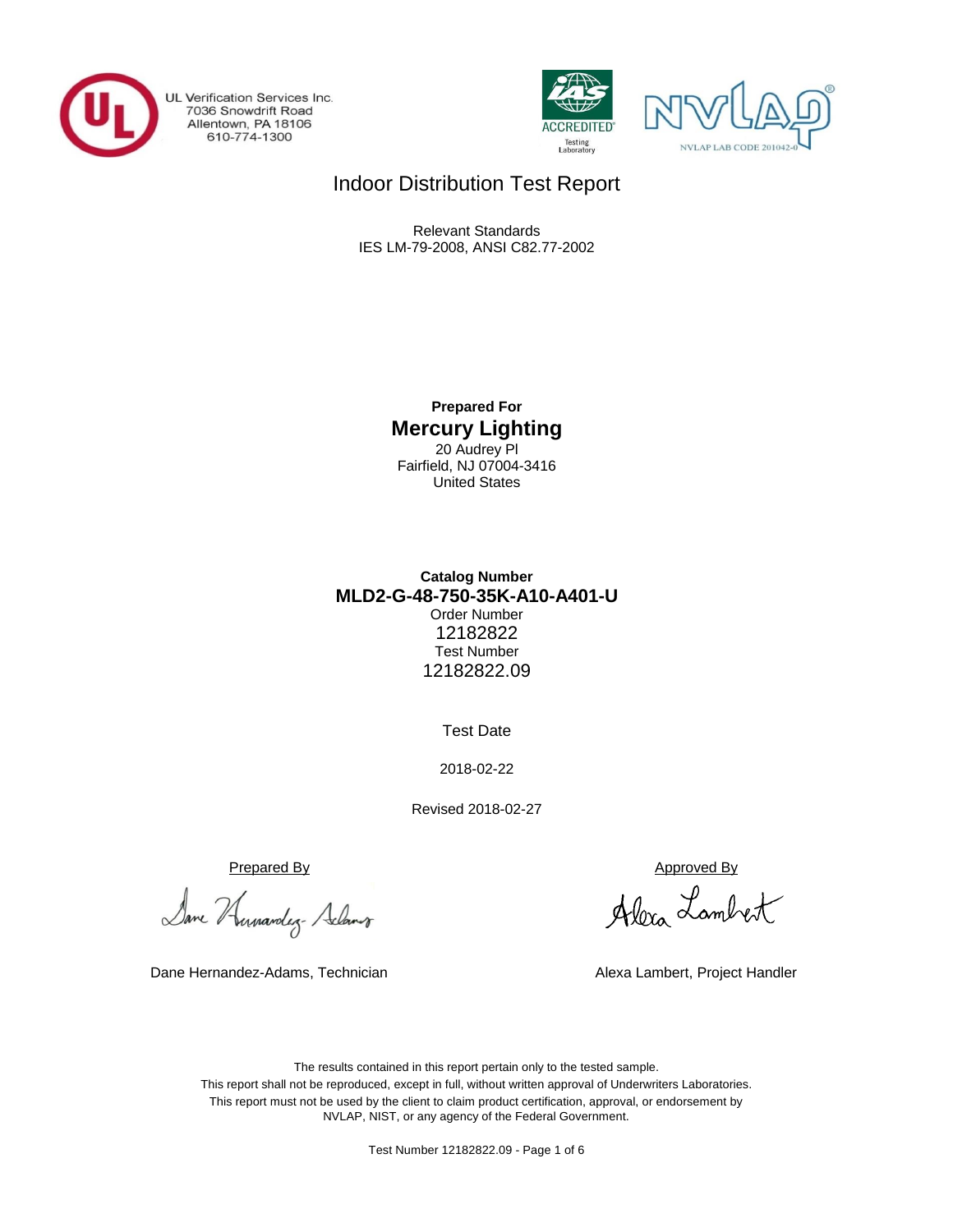UL Verification Services Inc.
7036 Snowdrift Road
Allentown, PA 18106
610-774-1300

ACCREDITED
Testing Laboratory

NVLAP LAB CODE 201042-0

# Indoor Distribution Test Report

Relevant Standards
IES LM-79-2008, ANSI C82.77-2002

**Prepared For**

## Mercury Lighting

20 Audrey Pl
Fairfield, NJ 07004-3416
United States

**Catalog Number**

**MLD2-G-48-750-35K-A10-A401-U**

Order Number
12182822
Test Number
12182822.09

Test Date

2018-02-22

Revised 2018-02-27

Prepared By

Dane Hernandez-Adams, Technician

Approved By

Alexa Lambert, Project Handler

The results contained in this report pertain only to the tested sample.
This report shall not be reproduced, except in full, without written approval of Underwriters Laboratories.
This report must not be used by the client to claim product certification, approval, or endorsement by NVLAP, NIST, or any agency of the Federal Government.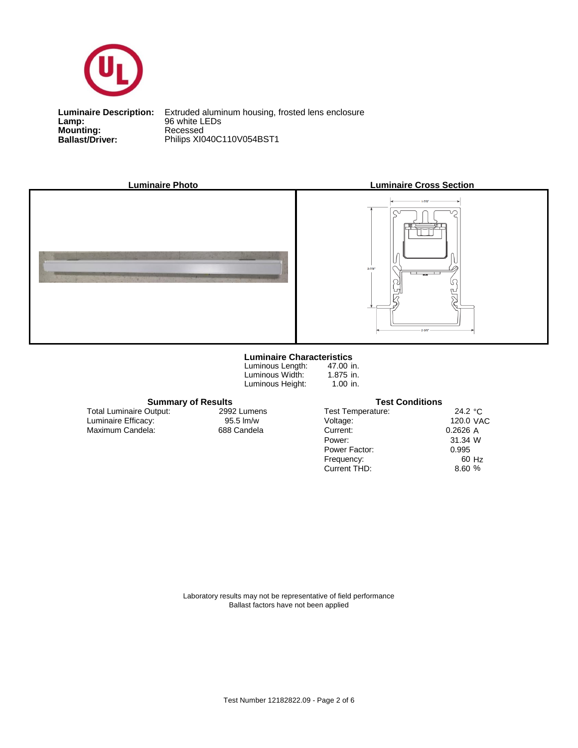| | |
|---|---|
| **Luminaire Description:** | Extruded aluminum housing, frosted lens enclosure |
| **Lamp:** | 96 white LEDs |
| **Mounting:** | Recessed |
| **Ballast/Driver:** | Philips XI040C110V054BST1 |

**Luminaire Photo**

**Luminaire Cross Section**

**Luminaire Characteristics**

| | |
|---|---|
| Luminous Length: | 47.00 in. |
| Luminous Width: | 1.875 in. |
| Luminous Height: | 1.00 in. |

**Summary of Results**

| | |
|---|---|
| Total Luminaire Output: | 2992 Lumens |
| Luminaire Efficacy: | 95.5 lm/w |
| Maximum Candela: | 688 Candela |

**Test Conditions**

| | |
|---|---|
| Test Temperature: | 24.2 °C |
| Voltage: | 120.0 VAC |
| Current: | 0.2626 A |
| Power: | 31.34 W |
| Power Factor: | 0.995 |
| Frequency: | 60 Hz |
| Current THD: | 8.60 % |

Laboratory results may not be representative of field performance
Ballast factors have not been applied

Test Number 12182822.09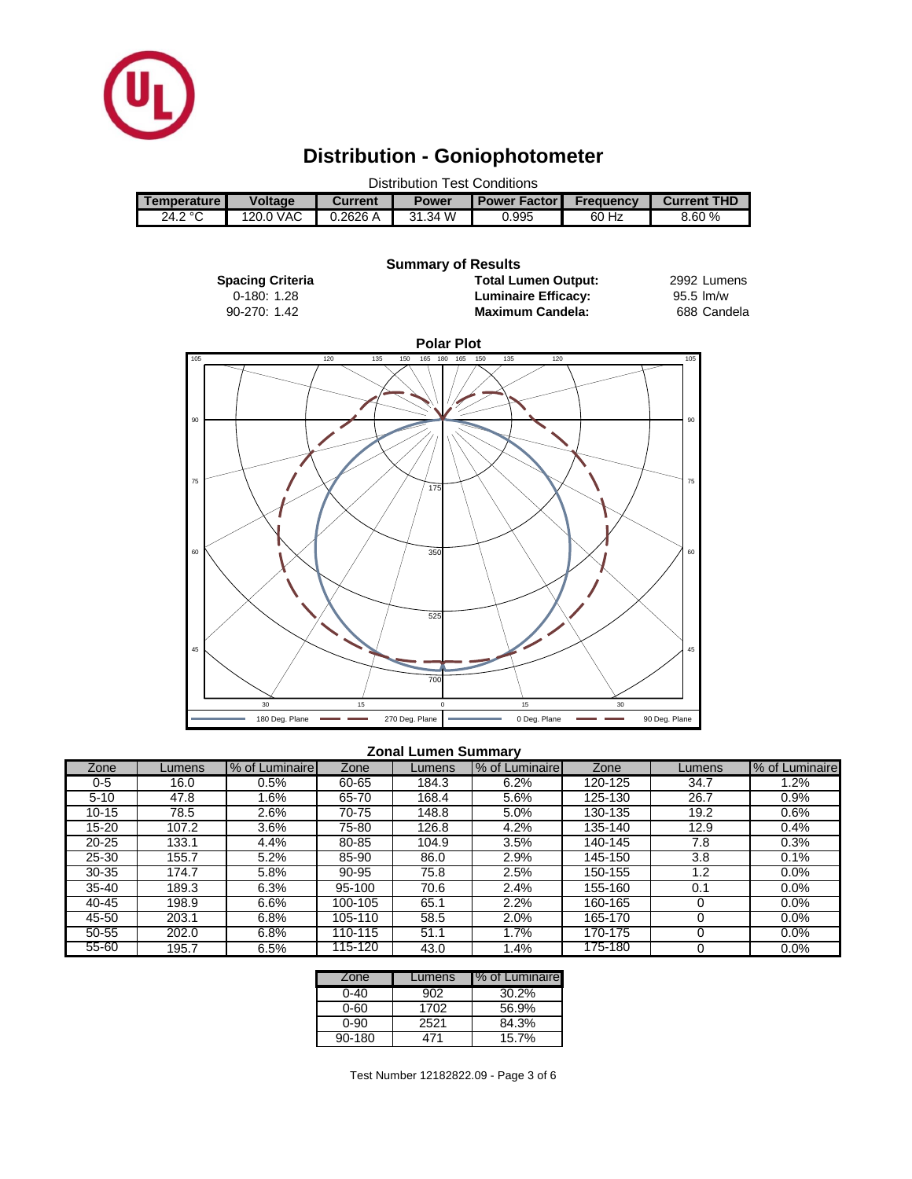# Distribution - Goniophotometer

Distribution Test Conditions

| Temperature | Voltage | Current | Power | Power Factor | Frequency | Current THD |
|---|---|---|---|---|---|---|
| 24.2 °C | 120.0 VAC | 0.2626 A | 31.34 W | 0.995 | 60 Hz | 8.60 % |

## Summary of Results

**Spacing Criteria**
0-180: 1.28
90-270: 1.42

**Total Lumen Output:** 2992 Lumens
**Luminaire Efficacy:** 95.5 lm/w
**Maximum Candela:** 688 Candela

**Polar Plot**

180 Deg. Plane — 270 Deg. Plane — 0 Deg. Plane — 90 Deg. Plane

**Zonal Lumen Summary**

| Zone | Lumens | % of Luminaire | Zone | Lumens | % of Luminaire | Zone | Lumens | % of Luminaire |
|---|---|---|---|---|---|---|---|---|
| 0-5 | 16.0 | 0.5% | 60-65 | 184.3 | 6.2% | 120-125 | 34.7 | 1.2% |
| 5-10 | 47.8 | 1.6% | 65-70 | 168.4 | 5.6% | 125-130 | 26.7 | 0.9% |
| 10-15 | 78.5 | 2.6% | 70-75 | 148.8 | 5.0% | 130-135 | 19.2 | 0.6% |
| 15-20 | 107.2 | 3.6% | 75-80 | 126.8 | 4.2% | 135-140 | 12.9 | 0.4% |
| 20-25 | 133.1 | 4.4% | 80-85 | 104.9 | 3.5% | 140-145 | 7.8 | 0.3% |
| 25-30 | 155.7 | 5.2% | 85-90 | 86.0 | 2.9% | 145-150 | 3.8 | 0.1% |
| 30-35 | 174.7 | 5.8% | 90-95 | 75.8 | 2.5% | 150-155 | 1.2 | 0.0% |
| 35-40 | 189.3 | 6.3% | 95-100 | 70.6 | 2.4% | 155-160 | 0.1 | 0.0% |
| 40-45 | 198.9 | 6.6% | 100-105 | 65.1 | 2.2% | 160-165 | 0 | 0.0% |
| 45-50 | 203.1 | 6.8% | 105-110 | 58.5 | 2.0% | 165-170 | 0 | 0.0% |
| 50-55 | 202.0 | 6.8% | 110-115 | 51.1 | 1.7% | 170-175 | 0 | 0.0% |
| 55-60 | 195.7 | 6.5% | 115-120 | 43.0 | 1.4% | 175-180 | 0 | 0.0% |

| Zone | Lumens | % of Luminaire |
|---|---|---|
| 0-40 | 902 | 30.2% |
| 0-60 | 1702 | 56.9% |
| 0-90 | 2521 | 84.3% |
| 90-180 | 471 | 15.7% |

Test Number 12182822.09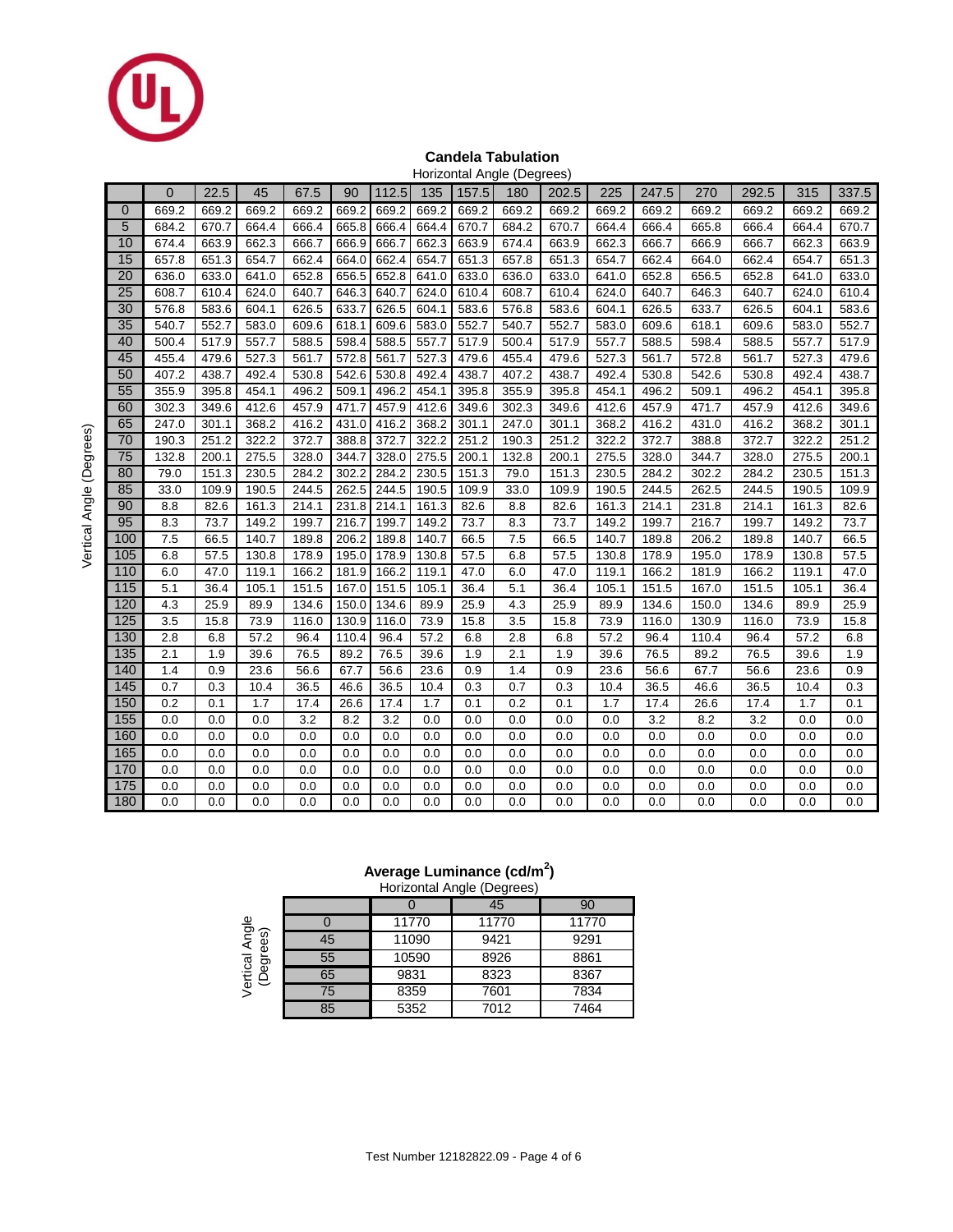## Candela Tabulation

Horizontal Angle (Degrees)

| Vertical Angle (Degrees) | 0 | 22.5 | 45 | 67.5 | 90 | 112.5 | 135 | 157.5 | 180 | 202.5 | 225 | 247.5 | 270 | 292.5 | 315 | 337.5 |
|---|---|---|---|---|---|---|---|---|---|---|---|---|---|---|---|---|
| 0 | 669.2 | 669.2 | 669.2 | 669.2 | 669.2 | 669.2 | 669.2 | 669.2 | 669.2 | 669.2 | 669.2 | 669.2 | 669.2 | 669.2 | 669.2 | 669.2 |
| 5 | 684.2 | 670.7 | 664.4 | 666.4 | 665.8 | 666.4 | 664.4 | 670.7 | 684.2 | 670.7 | 664.4 | 666.4 | 665.8 | 666.4 | 664.4 | 670.7 |
| 10 | 674.4 | 663.9 | 662.3 | 666.7 | 666.9 | 666.7 | 662.3 | 663.9 | 674.4 | 663.9 | 662.3 | 666.7 | 666.9 | 666.7 | 662.3 | 663.9 |
| 15 | 657.8 | 651.3 | 654.7 | 662.4 | 664.0 | 662.4 | 654.7 | 651.3 | 657.8 | 651.3 | 654.7 | 662.4 | 664.0 | 662.4 | 654.7 | 651.3 |
| 20 | 636.0 | 633.0 | 641.0 | 652.8 | 656.5 | 652.8 | 641.0 | 633.0 | 636.0 | 633.0 | 641.0 | 652.8 | 656.5 | 652.8 | 641.0 | 633.0 |
| 25 | 608.7 | 610.4 | 624.0 | 640.7 | 646.3 | 640.7 | 624.0 | 610.4 | 608.7 | 610.4 | 624.0 | 640.7 | 646.3 | 640.7 | 624.0 | 610.4 |
| 30 | 576.8 | 583.6 | 604.1 | 626.5 | 633.7 | 626.5 | 604.1 | 583.6 | 576.8 | 583.6 | 604.1 | 626.5 | 633.7 | 626.5 | 604.1 | 583.6 |
| 35 | 540.7 | 552.7 | 583.0 | 609.6 | 618.1 | 609.6 | 583.0 | 552.7 | 540.7 | 552.7 | 583.0 | 609.6 | 618.1 | 609.6 | 583.0 | 552.7 |
| 40 | 500.4 | 517.9 | 557.7 | 588.5 | 598.4 | 588.5 | 557.7 | 517.9 | 500.4 | 517.9 | 557.7 | 588.5 | 598.4 | 588.5 | 557.7 | 517.9 |
| 45 | 455.4 | 479.6 | 527.3 | 561.7 | 572.8 | 561.7 | 527.3 | 479.6 | 455.4 | 479.6 | 527.3 | 561.7 | 572.8 | 561.7 | 527.3 | 479.6 |
| 50 | 407.2 | 438.7 | 492.4 | 530.8 | 542.6 | 530.8 | 492.4 | 438.7 | 407.2 | 438.7 | 492.4 | 530.8 | 542.6 | 530.8 | 492.4 | 438.7 |
| 55 | 355.9 | 395.8 | 454.1 | 496.2 | 509.1 | 496.2 | 454.1 | 395.8 | 355.9 | 395.8 | 454.1 | 496.2 | 509.1 | 496.2 | 454.1 | 395.8 |
| 60 | 302.3 | 349.6 | 412.6 | 457.9 | 471.7 | 457.9 | 412.6 | 349.6 | 302.3 | 349.6 | 412.6 | 457.9 | 471.7 | 457.9 | 412.6 | 349.6 |
| 65 | 247.0 | 301.1 | 368.2 | 416.2 | 431.0 | 416.2 | 368.2 | 301.1 | 247.0 | 301.1 | 368.2 | 416.2 | 431.0 | 416.2 | 368.2 | 301.1 |
| 70 | 190.3 | 251.2 | 322.2 | 372.7 | 388.8 | 372.7 | 322.2 | 251.2 | 190.3 | 251.2 | 322.2 | 372.7 | 388.8 | 372.7 | 322.2 | 251.2 |
| 75 | 132.8 | 200.1 | 275.5 | 328.0 | 344.7 | 328.0 | 275.5 | 200.1 | 132.8 | 200.1 | 275.5 | 328.0 | 344.7 | 328.0 | 275.5 | 200.1 |
| 80 | 79.0 | 151.3 | 230.5 | 284.2 | 302.2 | 284.2 | 230.5 | 151.3 | 79.0 | 151.3 | 230.5 | 284.2 | 302.2 | 284.2 | 230.5 | 151.3 |
| 85 | 33.0 | 109.9 | 190.5 | 244.5 | 262.5 | 244.5 | 190.5 | 109.9 | 33.0 | 109.9 | 190.5 | 244.5 | 262.5 | 244.5 | 190.5 | 109.9 |
| 90 | 8.8 | 82.6 | 161.3 | 214.1 | 231.8 | 214.1 | 161.3 | 82.6 | 8.8 | 82.6 | 161.3 | 214.1 | 231.8 | 214.1 | 161.3 | 82.6 |
| 95 | 8.3 | 73.7 | 149.2 | 199.7 | 216.7 | 199.7 | 149.2 | 73.7 | 8.3 | 73.7 | 149.2 | 199.7 | 216.7 | 199.7 | 149.2 | 73.7 |
| 100 | 7.5 | 66.5 | 140.7 | 189.8 | 206.2 | 189.8 | 140.7 | 66.5 | 7.5 | 66.5 | 140.7 | 189.8 | 206.2 | 189.8 | 140.7 | 66.5 |
| 105 | 6.8 | 57.5 | 130.8 | 178.9 | 195.0 | 178.9 | 130.8 | 57.5 | 6.8 | 57.5 | 130.8 | 178.9 | 195.0 | 178.9 | 130.8 | 57.5 |
| 110 | 6.0 | 47.0 | 119.1 | 166.2 | 181.9 | 166.2 | 119.1 | 47.0 | 6.0 | 47.0 | 119.1 | 166.2 | 181.9 | 166.2 | 119.1 | 47.0 |
| 115 | 5.1 | 36.4 | 105.1 | 151.5 | 167.0 | 151.5 | 105.1 | 36.4 | 5.1 | 36.4 | 105.1 | 151.5 | 167.0 | 151.5 | 105.1 | 36.4 |
| 120 | 4.3 | 25.9 | 89.9 | 134.6 | 150.0 | 134.6 | 89.9 | 25.9 | 4.3 | 25.9 | 89.9 | 134.6 | 150.0 | 134.6 | 89.9 | 25.9 |
| 125 | 3.5 | 15.8 | 73.9 | 116.0 | 130.9 | 116.0 | 73.9 | 15.8 | 3.5 | 15.8 | 73.9 | 116.0 | 130.9 | 116.0 | 73.9 | 15.8 |
| 130 | 2.8 | 6.8 | 57.2 | 96.4 | 110.4 | 96.4 | 57.2 | 6.8 | 2.8 | 6.8 | 57.2 | 96.4 | 110.4 | 96.4 | 57.2 | 6.8 |
| 135 | 2.1 | 1.9 | 39.6 | 76.5 | 89.2 | 76.5 | 39.6 | 1.9 | 2.1 | 1.9 | 39.6 | 76.5 | 89.2 | 76.5 | 39.6 | 1.9 |
| 140 | 1.4 | 0.9 | 23.6 | 56.6 | 67.7 | 56.6 | 23.6 | 0.9 | 1.4 | 0.9 | 23.6 | 56.6 | 67.7 | 56.6 | 23.6 | 0.9 |
| 145 | 0.7 | 0.3 | 10.4 | 36.5 | 46.6 | 36.5 | 10.4 | 0.3 | 0.7 | 0.3 | 10.4 | 36.5 | 46.6 | 36.5 | 10.4 | 0.3 |
| 150 | 0.2 | 0.1 | 1.7 | 17.4 | 26.6 | 17.4 | 1.7 | 0.1 | 0.2 | 0.1 | 1.7 | 17.4 | 26.6 | 17.4 | 1.7 | 0.1 |
| 155 | 0.0 | 0.0 | 0.0 | 3.2 | 8.2 | 3.2 | 0.0 | 0.0 | 0.0 | 0.0 | 0.0 | 3.2 | 8.2 | 3.2 | 0.0 | 0.0 |
| 160 | 0.0 | 0.0 | 0.0 | 0.0 | 0.0 | 0.0 | 0.0 | 0.0 | 0.0 | 0.0 | 0.0 | 0.0 | 0.0 | 0.0 | 0.0 | 0.0 |
| 165 | 0.0 | 0.0 | 0.0 | 0.0 | 0.0 | 0.0 | 0.0 | 0.0 | 0.0 | 0.0 | 0.0 | 0.0 | 0.0 | 0.0 | 0.0 | 0.0 |
| 170 | 0.0 | 0.0 | 0.0 | 0.0 | 0.0 | 0.0 | 0.0 | 0.0 | 0.0 | 0.0 | 0.0 | 0.0 | 0.0 | 0.0 | 0.0 | 0.0 |
| 175 | 0.0 | 0.0 | 0.0 | 0.0 | 0.0 | 0.0 | 0.0 | 0.0 | 0.0 | 0.0 | 0.0 | 0.0 | 0.0 | 0.0 | 0.0 | 0.0 |
| 180 | 0.0 | 0.0 | 0.0 | 0.0 | 0.0 | 0.0 | 0.0 | 0.0 | 0.0 | 0.0 | 0.0 | 0.0 | 0.0 | 0.0 | 0.0 | 0.0 |

## Average Luminance (cd/m$^2$)

Horizontal Angle (Degrees)

| Vertical Angle (Degrees) | 0 | 45 | 90 |
|---|---|---|---|
| 0 | 11770 | 11770 | 11770 |
| 45 | 11090 | 9421 | 9291 |
| 55 | 10590 | 8926 | 8861 |
| 65 | 9831 | 8323 | 8367 |
| 75 | 8359 | 7601 | 7834 |
| 85 | 5352 | 7012 | 7464 |

Test Number 12182822.09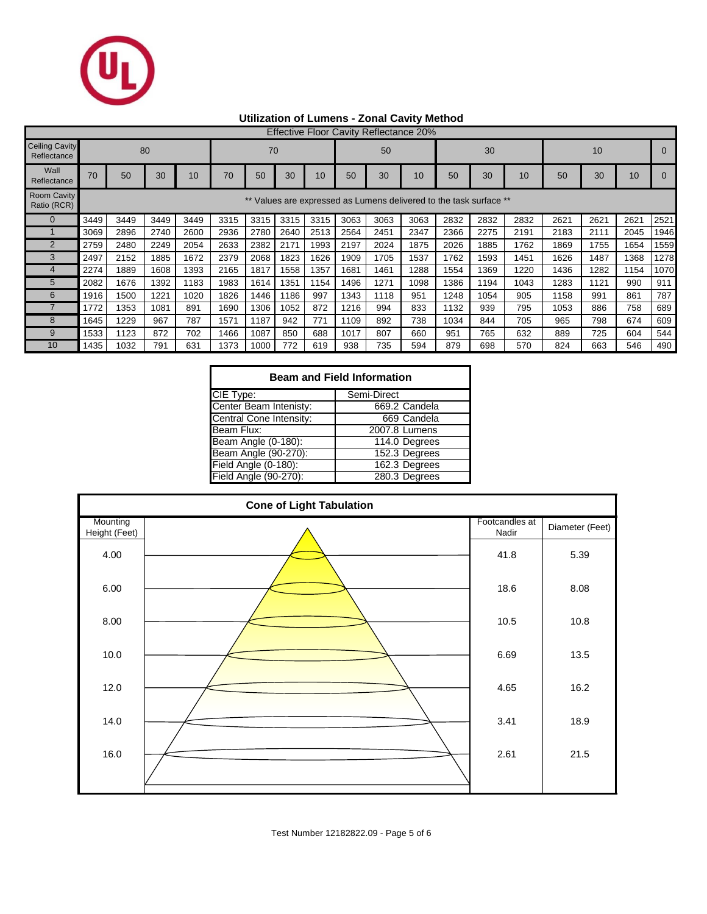## Utilization of Lumens - Zonal Cavity Method

Effective Floor Cavity Reflectance 20%

| Ceiling Cavity Reflectance | 80 | | | | 70 | | | | 50 | | | 30 | | | 10 | | | 0 |
|---|---|---|---|---|---|---|---|---|---|---|---|---|---|---|---|---|---|---|
| Wall Reflectance | 70 | 50 | 30 | 10 | 70 | 50 | 30 | 10 | 50 | 30 | 10 | 50 | 30 | 10 | 50 | 30 | 10 | 0 |
| Room Cavity Ratio (RCR) | ** Values are expressed as Lumens delivered to the task surface ** | | | | | | | | | | | | | | | | | |
| 0 | 3449 | 3449 | 3449 | 3449 | 3315 | 3315 | 3315 | 3315 | 3063 | 3063 | 3063 | 2832 | 2832 | 2832 | 2621 | 2621 | 2621 | 2521 |
| 1 | 3069 | 2896 | 2740 | 2600 | 2936 | 2780 | 2640 | 2513 | 2564 | 2451 | 2347 | 2366 | 2275 | 2191 | 2183 | 2111 | 2045 | 1946 |
| 2 | 2759 | 2480 | 2249 | 2054 | 2633 | 2382 | 2171 | 1993 | 2197 | 2024 | 1875 | 2026 | 1885 | 1762 | 1869 | 1755 | 1654 | 1559 |
| 3 | 2497 | 2152 | 1885 | 1672 | 2379 | 2068 | 1823 | 1626 | 1909 | 1705 | 1537 | 1762 | 1593 | 1451 | 1626 | 1487 | 1368 | 1278 |
| 4 | 2274 | 1889 | 1608 | 1393 | 2165 | 1817 | 1558 | 1357 | 1681 | 1461 | 1288 | 1554 | 1369 | 1220 | 1436 | 1282 | 1154 | 1070 |
| 5 | 2082 | 1676 | 1392 | 1183 | 1983 | 1614 | 1351 | 1154 | 1496 | 1271 | 1098 | 1386 | 1194 | 1043 | 1283 | 1121 | 990 | 911 |
| 6 | 1916 | 1500 | 1221 | 1020 | 1826 | 1446 | 1186 | 997 | 1343 | 1118 | 951 | 1248 | 1054 | 905 | 1158 | 991 | 861 | 787 |
| 7 | 1772 | 1353 | 1081 | 891 | 1690 | 1306 | 1052 | 872 | 1216 | 994 | 833 | 1132 | 939 | 795 | 1053 | 886 | 758 | 689 |
| 8 | 1645 | 1229 | 967 | 787 | 1571 | 1187 | 942 | 771 | 1109 | 892 | 738 | 1034 | 844 | 705 | 965 | 798 | 674 | 609 |
| 9 | 1533 | 1123 | 872 | 702 | 1466 | 1087 | 850 | 688 | 1017 | 807 | 660 | 951 | 765 | 632 | 889 | 725 | 604 | 544 |
| 10 | 1435 | 1032 | 791 | 631 | 1373 | 1000 | 772 | 619 | 938 | 735 | 594 | 879 | 698 | 570 | 824 | 663 | 546 | 490 |

### Beam and Field Information

| | |
|---|---|
| CIE Type: | Semi-Direct |
| Center Beam Intenisty: | 669.2 Candela |
| Central Cone Intensity: | 669 Candela |
| Beam Flux: | 2007.8 Lumens |
| Beam Angle (0-180): | 114.0 Degrees |
| Beam Angle (90-270): | 152.3 Degrees |
| Field Angle (0-180): | 162.3 Degrees |
| Field Angle (90-270): | 280.3 Degrees |

### Cone of Light Tabulation

| Mounting Height (Feet) | Footcandles at Nadir | Diameter (Feet) |
|---|---|---|
| 4.00 | 41.8 | 5.39 |
| 6.00 | 18.6 | 8.08 |
| 8.00 | 10.5 | 10.8 |
| 10.0 | 6.69 | 13.5 |
| 12.0 | 4.65 | 16.2 |
| 14.0 | 3.41 | 18.9 |
| 16.0 | 2.61 | 21.5 |

Test Number 12182822.09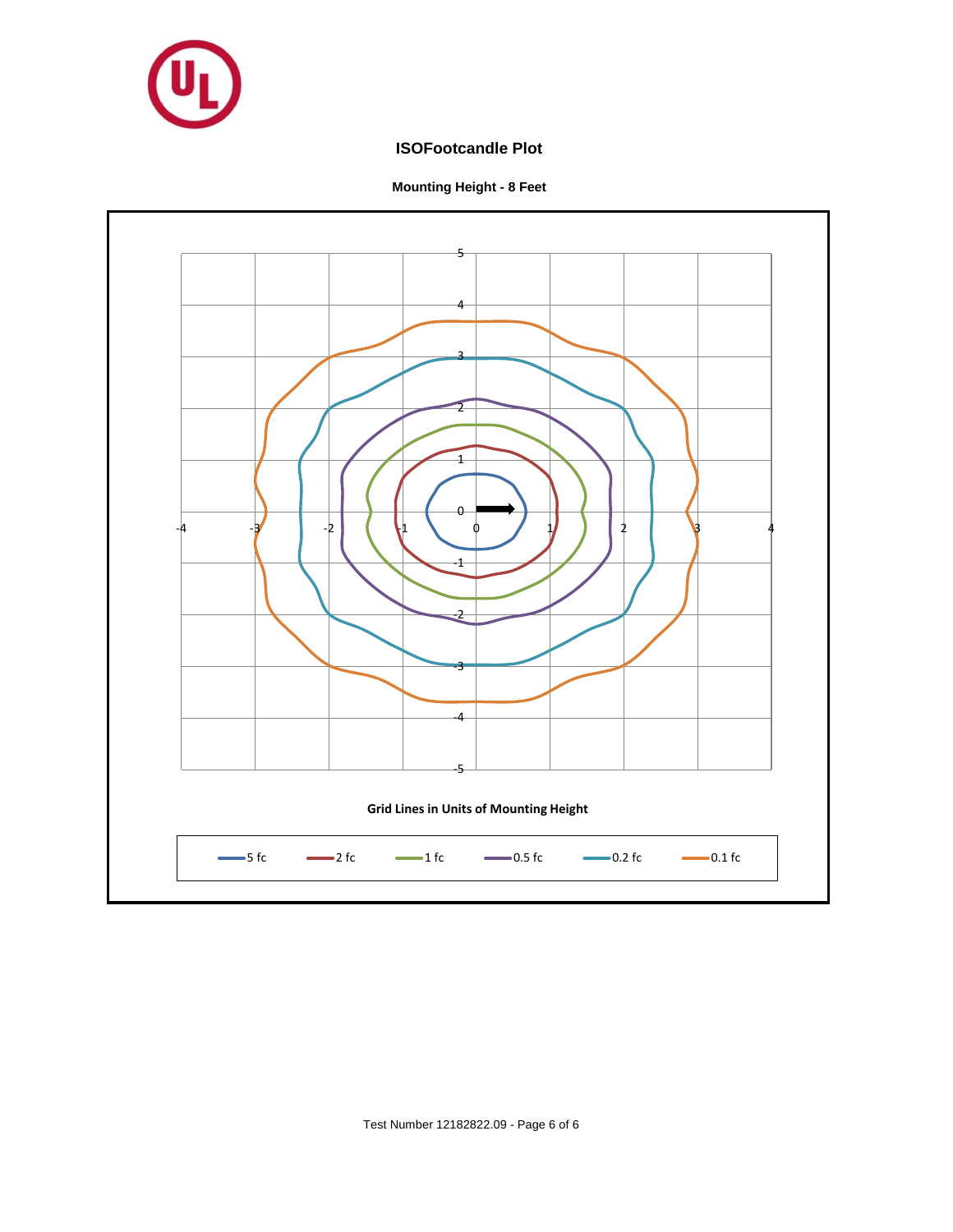## ISOFootcandle Plot

**Mounting Height - 8 Feet**

5
4
3
2
1
0
-1
-2
-3
-4
-5

-4 -3 -2 -1 0 1 2 3 4

**Grid Lines in Units of Mounting Height**

5 fc
2 fc
1 fc
0.5 fc
0.2 fc
0.1 fc

Test Number 12182822.09